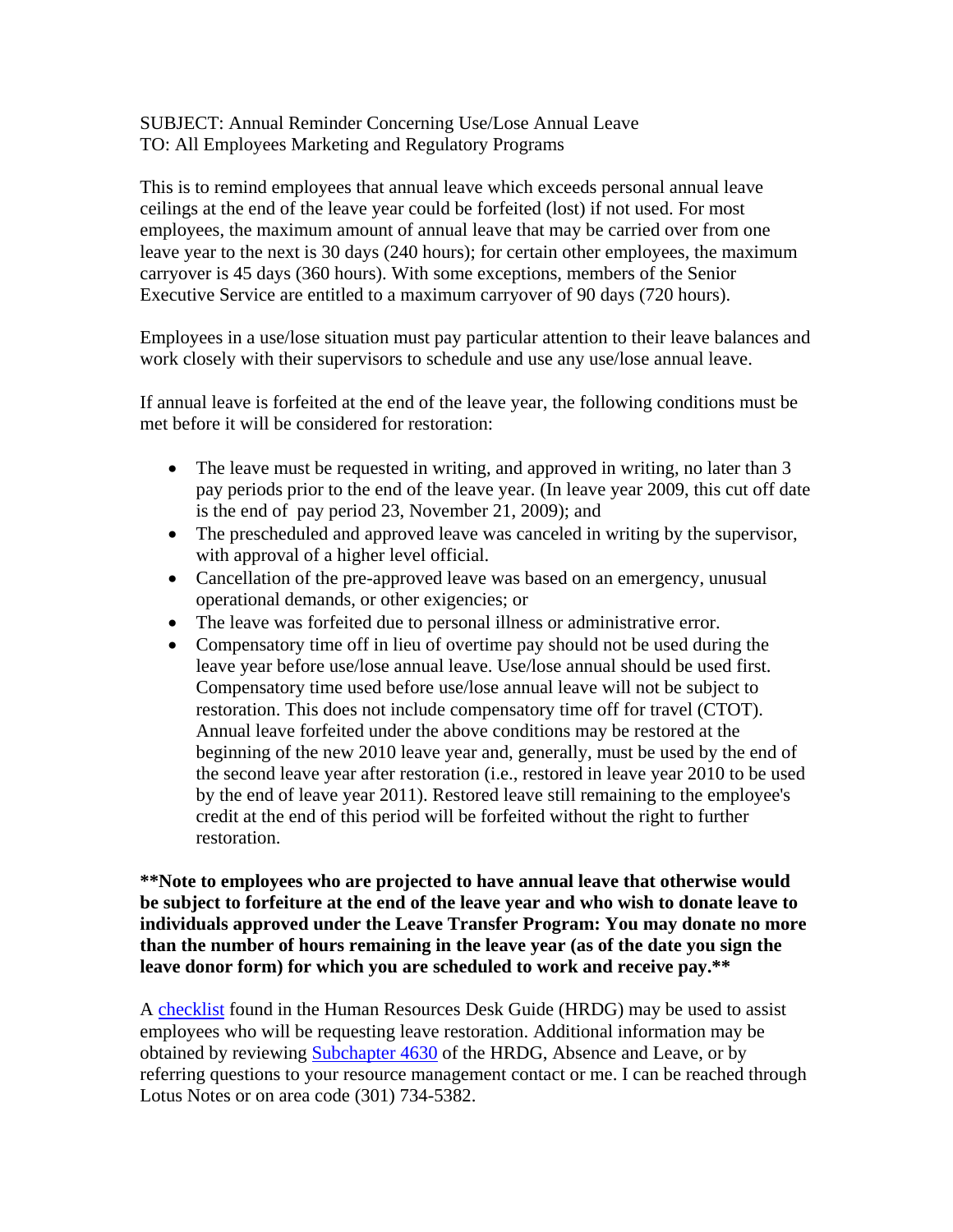SUBJECT: Annual Reminder Concerning Use/Lose Annual Leave
TO: All Employees Marketing and Regulatory Programs

This is to remind employees that annual leave which exceeds personal annual leave ceilings at the end of the leave year could be forfeited (lost) if not used. For most employees, the maximum amount of annual leave that may be carried over from one leave year to the next is 30 days (240 hours); for certain other employees, the maximum carryover is 45 days (360 hours). With some exceptions, members of the Senior Executive Service are entitled to a maximum carryover of 90 days (720 hours).

Employees in a use/lose situation must pay particular attention to their leave balances and work closely with their supervisors to schedule and use any use/lose annual leave.

If annual leave is forfeited at the end of the leave year, the following conditions must be met before it will be considered for restoration:

- The leave must be requested in writing, and approved in writing, no later than 3 pay periods prior to the end of the leave year. (In leave year 2009, this cut off date is the end of pay period 23, November 21, 2009); and
- The prescheduled and approved leave was canceled in writing by the supervisor, with approval of a higher level official.
- Cancellation of the pre-approved leave was based on an emergency, unusual operational demands, or other exigencies; or
- The leave was forfeited due to personal illness or administrative error.
- Compensatory time off in lieu of overtime pay should not be used during the leave year before use/lose annual leave. Use/lose annual should be used first. Compensatory time used before use/lose annual leave will not be subject to restoration. This does not include compensatory time off for travel (CTOT). Annual leave forfeited under the above conditions may be restored at the beginning of the new 2010 leave year and, generally, must be used by the end of the second leave year after restoration (i.e., restored in leave year 2010 to be used by the end of leave year 2011). Restored leave still remaining to the employee's credit at the end of this period will be forfeited without the right to further restoration.

**\*\*Note to employees who are projected to have annual leave that otherwise would be subject to forfeiture at the end of the leave year and who wish to donate leave to individuals approved under the Leave Transfer Program: You may donate no more than the number of hours remaining in the leave year (as of the date you sign the leave donor form) for which you are scheduled to work and receive pay.\*\***

A checklist found in the Human Resources Desk Guide (HRDG) may be used to assist employees who will be requesting leave restoration. Additional information may be obtained by reviewing Subchapter 4630 of the HRDG, Absence and Leave, or by referring questions to your resource management contact or me. I can be reached through Lotus Notes or on area code (301) 734-5382.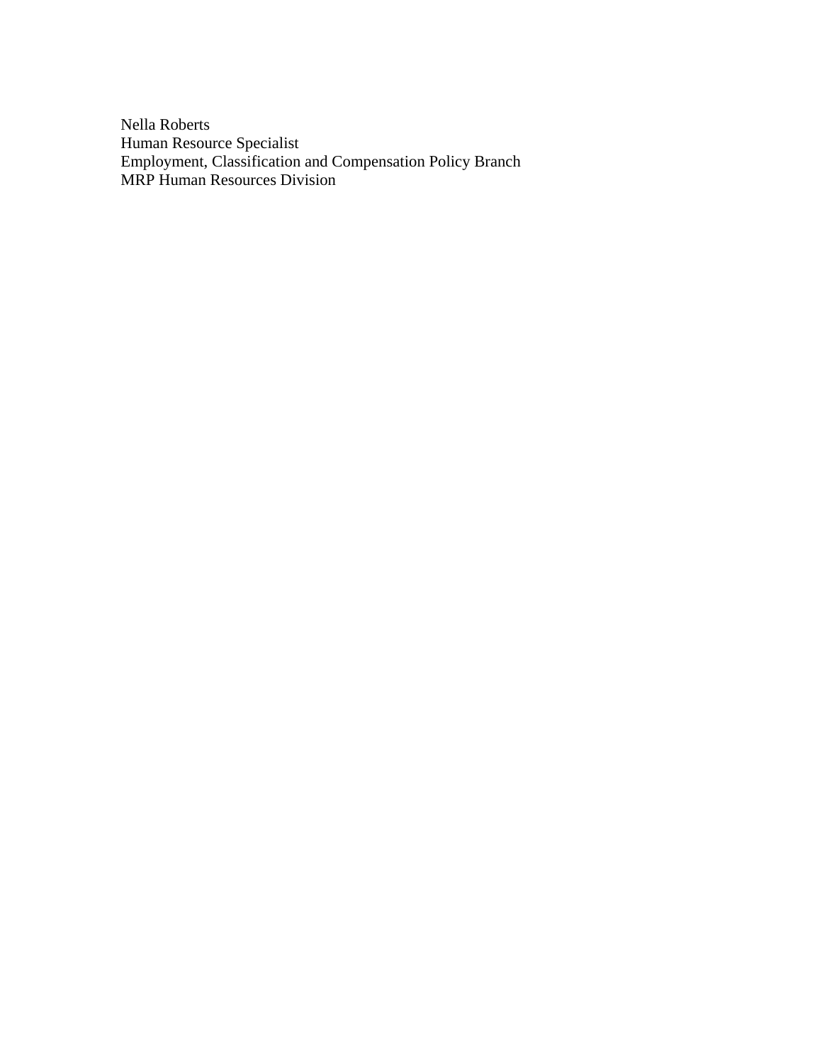Nella Roberts
Human Resource Specialist
Employment, Classification and Compensation Policy Branch
MRP Human Resources Division